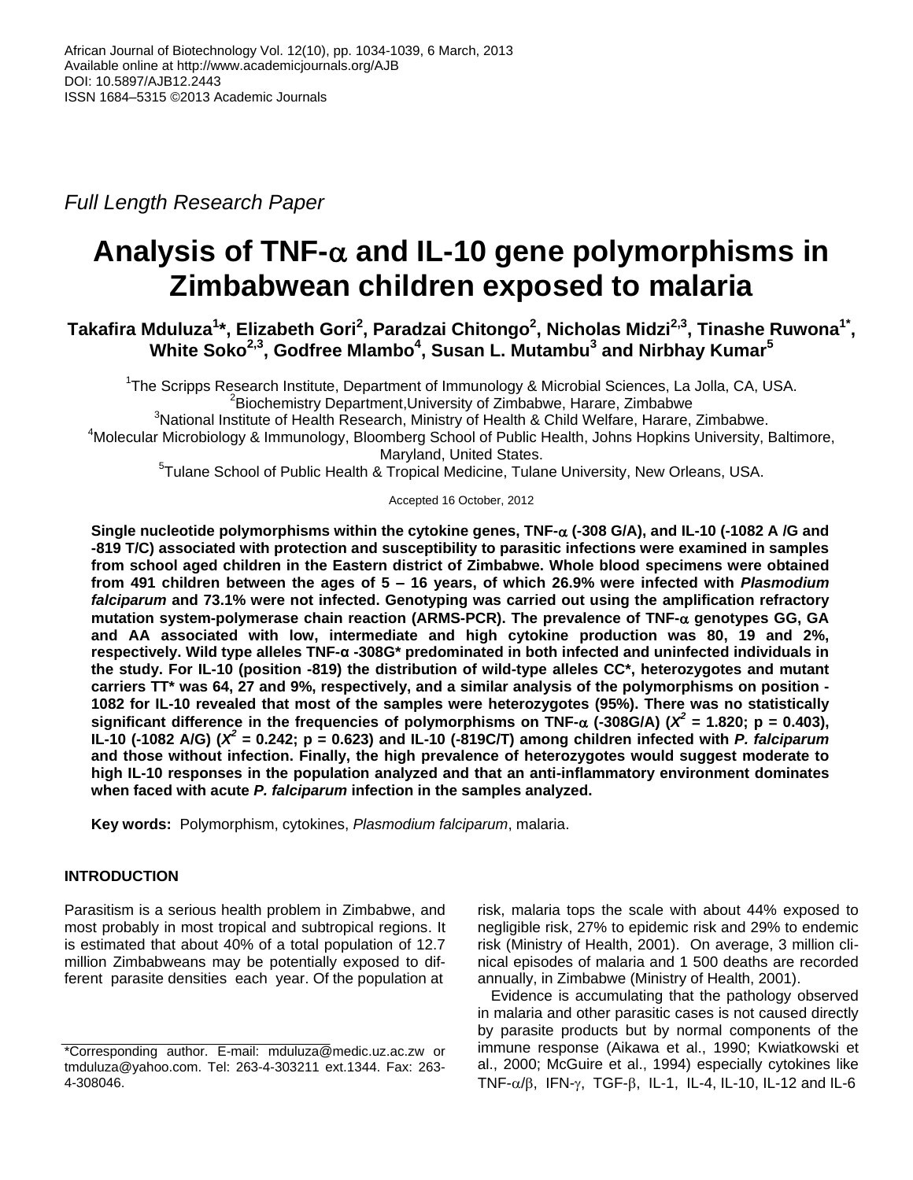*Full Length Research Paper*

# Analysis of TNF-α and IL-10 gene polymorphisms in Zimbabwean children exposed to malaria

**Takafira Mduluza[1]\*, Elizabeth Gori[2], Paradzai Chitongo[2], Nicholas Midzi[2,3], Tinashe Ruwona[1\*], White Soko[2,3], Godfree Mlambo[4], Susan L. Mutambu[3] and Nirbhay Kumar[5]**

[1]The Scripps Research Institute, Department of Immunology & Microbial Sciences, La Jolla, CA, USA.
[2]Biochemistry Department, University of Zimbabwe, Harare, Zimbabwe
[3]National Institute of Health Research, Ministry of Health & Child Welfare, Harare, Zimbabwe.
[4]Molecular Microbiology & Immunology, Bloomberg School of Public Health, Johns Hopkins University, Baltimore, Maryland, United States.
[5]Tulane School of Public Health & Tropical Medicine, Tulane University, New Orleans, USA.

Accepted 16 October, 2012

**Single nucleotide polymorphisms within the cytokine genes, TNF-α (-308 G/A), and IL-10 (-1082 A /G and -819 T/C) associated with protection and susceptibility to parasitic infections were examined in samples from school aged children in the Eastern district of Zimbabwe. Whole blood specimens were obtained from 491 children between the ages of 5 – 16 years, of which 26.9% were infected with *Plasmodium falciparum* and 73.1% were not infected. Genotyping was carried out using the amplification refractory mutation system-polymerase chain reaction (ARMS-PCR). The prevalence of TNF-α genotypes GG, GA and AA associated with low, intermediate and high cytokine production was 80, 19 and 2%, respectively. Wild type alleles TNF-α -308G\* predominated in both infected and uninfected individuals in the study. For IL-10 (position -819) the distribution of wild-type alleles CC\*, heterozygotes and mutant carriers TT\* was 64, 27 and 9%, respectively, and a similar analysis of the polymorphisms on position -1082 for IL-10 revealed that most of the samples were heterozygotes (95%). There was no statistically significant difference in the frequencies of polymorphisms on TNF-α (-308G/A) ($X^2$ = 1.820; p = 0.403), IL-10 (-1082 A/G) ($X^2$ = 0.242; p = 0.623) and IL-10 (-819C/T) among children infected with *P. falciparum* and those without infection. Finally, the high prevalence of heterozygotes would suggest moderate to high IL-10 responses in the population analyzed and that an anti-inflammatory environment dominates when faced with acute *P. falciparum* infection in the samples analyzed.**

**Key words:** Polymorphism, cytokines, *Plasmodium falciparum*, malaria.

## INTRODUCTION

Parasitism is a serious health problem in Zimbabwe, and most probably in most tropical and subtropical regions. It is estimated that about 40% of a total population of 12.7 million Zimbabweans may be potentially exposed to different parasite densities each year. Of the population at risk, malaria tops the scale with about 44% exposed to negligible risk, 27% to epidemic risk and 29% to endemic risk (Ministry of Health, 2001). On average, 3 million clinical episodes of malaria and 1 500 deaths are recorded annually, in Zimbabwe (Ministry of Health, 2001).

Evidence is accumulating that the pathology observed in malaria and other parasitic cases is not caused directly by parasite products but by normal components of the immune response (Aikawa et al., 1990; Kwiatkowski et al., 2000; McGuire et al., 1994) especially cytokines like TNF-α/β, IFN-γ, TGF-β, IL-1, IL-4, IL-10, IL-12 and IL-6

\*Corresponding author. E-mail: mduluza@medic.uz.ac.zw or tmduluza@yahoo.com. Tel: 263-4-303211 ext.1344. Fax: 263-4-308046.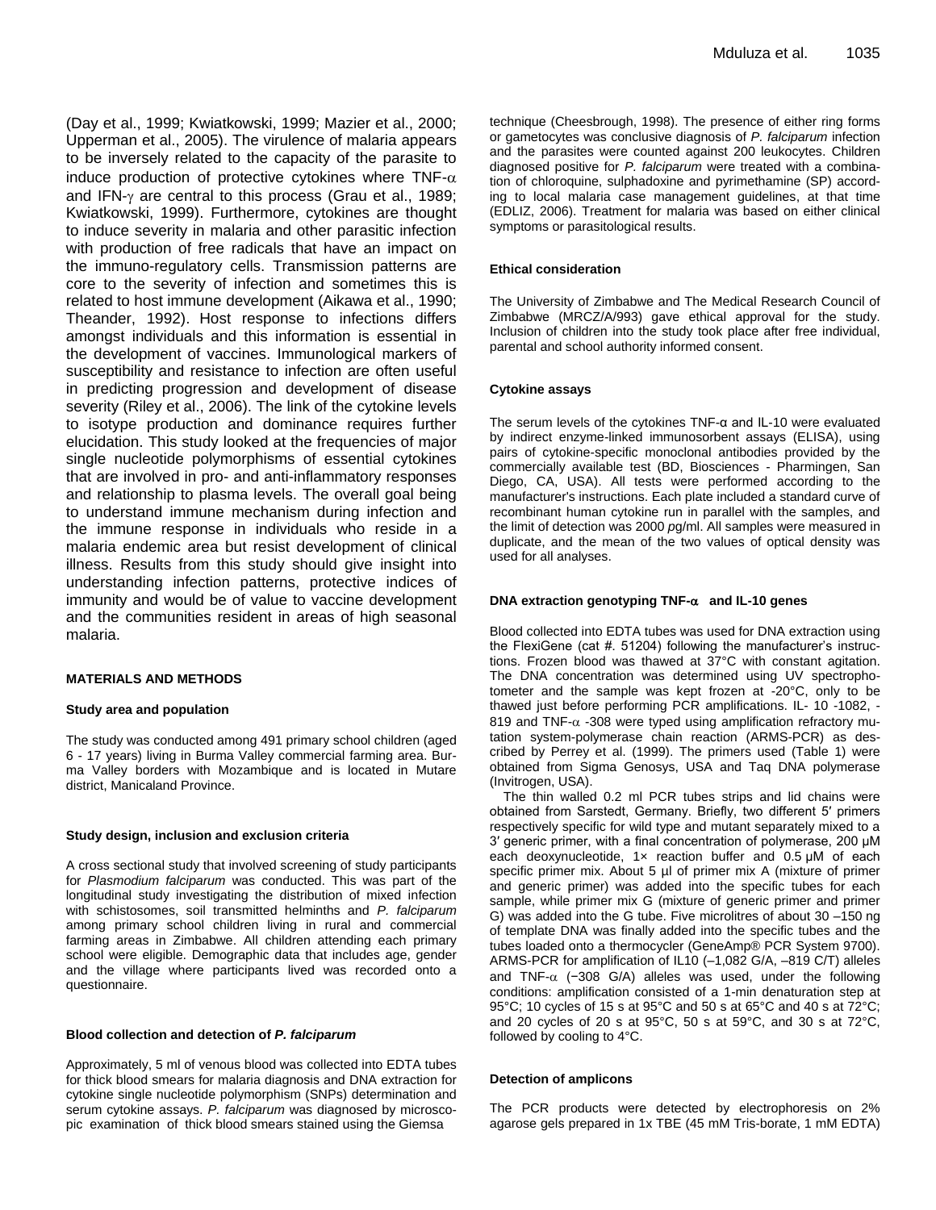(Day et al., 1999; Kwiatkowski, 1999; Mazier et al., 2000; Upperman et al., 2005). The virulence of malaria appears to be inversely related to the capacity of the parasite to induce production of protective cytokines where TNF-$\alpha$ and IFN-$\gamma$ are central to this process (Grau et al., 1989; Kwiatkowski, 1999). Furthermore, cytokines are thought to induce severity in malaria and other parasitic infection with production of free radicals that have an impact on the immuno-regulatory cells. Transmission patterns are core to the severity of infection and sometimes this is related to host immune development (Aikawa et al., 1990; Theander, 1992). Host response to infections differs amongst individuals and this information is essential in the development of vaccines. Immunological markers of susceptibility and resistance to infection are often useful in predicting progression and development of disease severity (Riley et al., 2006). The link of the cytokine levels to isotype production and dominance requires further elucidation. This study looked at the frequencies of major single nucleotide polymorphisms of essential cytokines that are involved in pro- and anti-inflammatory responses and relationship to plasma levels. The overall goal being to understand immune mechanism during infection and the immune response in individuals who reside in a malaria endemic area but resist development of clinical illness. Results from this study should give insight into understanding infection patterns, protective indices of immunity and would be of value to vaccine development and the communities resident in areas of high seasonal malaria.

## MATERIALS AND METHODS

### Study area and population

The study was conducted among 491 primary school children (aged 6 - 17 years) living in Burma Valley commercial farming area. Burma Valley borders with Mozambique and is located in Mutare district, Manicaland Province.

### Study design, inclusion and exclusion criteria

A cross sectional study that involved screening of study participants for *Plasmodium falciparum* was conducted. This was part of the longitudinal study investigating the distribution of mixed infection with schistosomes, soil transmitted helminths and *P. falciparum* among primary school children living in rural and commercial farming areas in Zimbabwe. All children attending each primary school were eligible. Demographic data that includes age, gender and the village where participants lived was recorded onto a questionnaire.

### Blood collection and detection of *P. falciparum*

Approximately, 5 ml of venous blood was collected into EDTA tubes for thick blood smears for malaria diagnosis and DNA extraction for cytokine single nucleotide polymorphism (SNPs) determination and serum cytokine assays. *P. falciparum* was diagnosed by microscopic examination of thick blood smears stained using the Giemsa technique (Cheesbrough, 1998). The presence of either ring forms or gametocytes was conclusive diagnosis of *P. falciparum* infection and the parasites were counted against 200 leukocytes. Children diagnosed positive for *P. falciparum* were treated with a combination of chloroquine, sulphadoxine and pyrimethamine (SP) according to local malaria case management guidelines, at that time (EDLIZ, 2006). Treatment for malaria was based on either clinical symptoms or parasitological results.

### Ethical consideration

The University of Zimbabwe and The Medical Research Council of Zimbabwe (MRCZ/A/993) gave ethical approval for the study. Inclusion of children into the study took place after free individual, parental and school authority informed consent.

### Cytokine assays

The serum levels of the cytokines TNF-α and IL-10 were evaluated by indirect enzyme-linked immunosorbent assays (ELISA), using pairs of cytokine-specific monoclonal antibodies provided by the commercially available test (BD, Biosciences - Pharmingen, San Diego, CA, USA). All tests were performed according to the manufacturer's instructions. Each plate included a standard curve of recombinant human cytokine run in parallel with the samples, and the limit of detection was 2000 *p*g/ml. All samples were measured in duplicate, and the mean of the two values of optical density was used for all analyses.

### DNA extraction genotyping TNF-$\alpha$ and IL-10 genes

Blood collected into EDTA tubes was used for DNA extraction using the FlexiGene (cat #. 51204) following the manufacturer's instructions. Frozen blood was thawed at 37°C with constant agitation. The DNA concentration was determined using UV spectrophotometer and the sample was kept frozen at -20°C, only to be thawed just before performing PCR amplifications. IL- 10 -1082, -819 and TNF-$\alpha$ -308 were typed using amplification refractory mutation system-polymerase chain reaction (ARMS-PCR) as described by Perrey et al. (1999). The primers used (Table 1) were obtained from Sigma Genosys, USA and Taq DNA polymerase (Invitrogen, USA).

The thin walled 0.2 ml PCR tubes strips and lid chains were obtained from Sarstedt, Germany. Briefly, two different 5′ primers respectively specific for wild type and mutant separately mixed to a 3′ generic primer, with a final concentration of polymerase, 200 µM each deoxynucleotide, 1× reaction buffer and 0.5 µM of each specific primer mix. About 5 µl of primer mix A (mixture of primer and generic primer) was added into the specific tubes for each sample, while primer mix G (mixture of generic primer and primer G) was added into the G tube. Five microlitres of about 30 –150 ng of template DNA was finally added into the specific tubes and the tubes loaded onto a thermocycler (GeneAmp® PCR System 9700). ARMS-PCR for amplification of IL10 (–1,082 G/A, –819 C/T) alleles and TNF-$\alpha$ (−308 G/A) alleles was used, under the following conditions: amplification consisted of a 1-min denaturation step at 95°C; 10 cycles of 15 s at 95°C and 50 s at 65°C and 40 s at 72°C; and 20 cycles of 20 s at 95°C, 50 s at 59°C, and 30 s at 72°C, followed by cooling to 4°C.

### Detection of amplicons

The PCR products were detected by electrophoresis on 2% agarose gels prepared in 1x TBE (45 mM Tris-borate, 1 mM EDTA)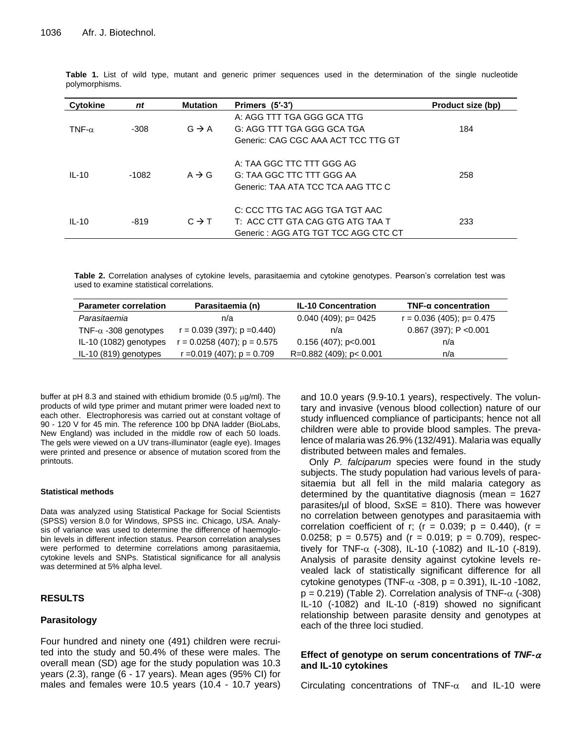**Table 1.** List of wild type, mutant and generic primer sequences used in the determination of the single nucleotide polymorphisms.

| Cytokine | *nt* | Mutation | Primers (5′-3′) | Product size (bp) |
|---|---|---|---|---|
| TNF-α | -308 | G → A | A: AGG TTT TGA GGG GCA TTG<br>G: AGG TTT TGA GGG GCA TGA<br>Generic: CAG CGC AAA ACT TCC TTG GT | 184 |
| IL-10 | -1082 | A → G | A: TAA GGC TTC TTT GGG AG<br>G: TAA GGC TTC TTT GGG AA<br>Generic: TAA ATA TCC TCA AAG TTC C | 258 |
| IL-10 | -819 | C → T | C: CCC TTG TAC AGG TGA TGT AAC<br>T: ACC CTT GTA CAG GTG ATG TAA T<br>Generic : AGG ATG TGT TCC AGG CTC CT | 233 |

**Table 2.** Correlation analyses of cytokine levels, parasitaemia and cytokine genotypes. Pearson's correlation test was used to examine statistical correlations.

| Parameter correlation | Parasitaemia (n) | IL-10 Concentration | TNF-α concentration |
|---|---|---|---|
| *Parasitaemia* | n/a | 0.040 (409); p= 0425 | r = 0.036 (405); p= 0.475 |
| TNF-α -308 genotypes | r = 0.039 (397); p =0.440) | n/a | 0.867 (397); P <0.001 |
| IL-10 (1082) genotypes | r = 0.0258 (407); p = 0.575 | 0.156 (407); p<0.001 | n/a |
| IL-10 (819) genotypes | r =0.019 (407); p = 0.709 | R=0.882 (409); p< 0.001 | n/a |

buffer at pH 8.3 and stained with ethidium bromide (0.5 μg/ml). The products of wild type primer and mutant primer were loaded next to each other. Electrophoresis was carried out at constant voltage of 90 - 120 V for 45 min. The reference 100 bp DNA ladder (BioLabs, New England) was included in the middle row of each 50 loads. The gels were viewed on a UV trans-illuminator (eagle eye). Images were printed and presence or absence of mutation scored from the printouts.

#### Statistical methods

Data was analyzed using Statistical Package for Social Scientists (SPSS) version 8.0 for Windows, SPSS inc. Chicago, USA. Analysis of variance was used to determine the difference of haemoglobin levels in different infection status. Pearson correlation analyses were performed to determine correlations among parasitaemia, cytokine levels and SNPs. Statistical significance for all analysis was determined at 5% alpha level.

## RESULTS

### Parasitology

Four hundred and ninety one (491) children were recruited into the study and 50.4% of these were males. The overall mean (SD) age for the study population was 10.3 years (2.3), range (6 - 17 years). Mean ages (95% CI) for males and females were 10.5 years (10.4 - 10.7 years) and 10.0 years (9.9-10.1 years), respectively. The voluntary and invasive (venous blood collection) nature of our study influenced compliance of participants; hence not all children were able to provide blood samples. The prevalence of malaria was 26.9% (132/491). Malaria was equally distributed between males and females.

Only *P. falciparum* species were found in the study subjects. The study population had various levels of parasitaemia but all fell in the mild malaria category as determined by the quantitative diagnosis (mean = 1627 parasites/μl of blood, SxSE = 810). There was however no correlation between genotypes and parasitaemia with correlation coefficient of r; ($r = 0.039$; $p = 0.440$), ($r = 0.0258$; $p = 0.575$) and ($r = 0.019$; $p = 0.709$), respectively for TNF-α (-308), IL-10 (-1082) and IL-10 (-819). Analysis of parasite density against cytokine levels revealed lack of statistically significant difference for all cytokine genotypes (TNF-α -308, $p = 0.391$), IL-10 -1082, $p = 0.219$) (Table 2). Correlation analysis of TNF-α (-308) IL-10 (-1082) and IL-10 (-819) showed no significant relationship between parasite density and genotypes at each of the three loci studied.

### Effect of genotype on serum concentrations of *TNF-α* and IL-10 cytokines

Circulating concentrations of TNF-α and IL-10 were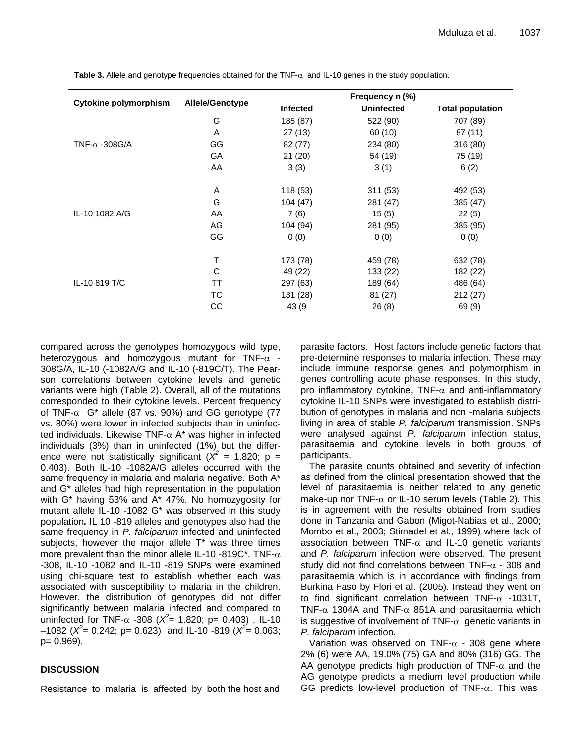**Table 3.** Allele and genotype frequencies obtained for the TNF-α and IL-10 genes in the study population.

| Cytokine polymorphism | Allele/Genotype | Frequency n (%) | | |
|---|---|---|---|---|
| | | Infected | Uninfected | Total population |
| TNF-α -308G/A | G | 185 (87) | 522 (90) | 707 (89) |
| | A | 27 (13) | 60 (10) | 87 (11) |
| | GG | 82 (77) | 234 (80) | 316 (80) |
| | GA | 21 (20) | 54 (19) | 75 (19) |
| | AA | 3 (3) | 3 (1) | 6 (2) |
| IL-10 1082 A/G | A | 118 (53) | 311 (53) | 492 (53) |
| | G | 104 (47) | 281 (47) | 385 (47) |
| | AA | 7 (6) | 15 (5) | 22 (5) |
| | AG | 104 (94) | 281 (95) | 385 (95) |
| | GG | 0 (0) | 0 (0) | 0 (0) |
| IL-10 819 T/C | T | 173 (78) | 459 (78) | 632 (78) |
| | C | 49 (22) | 133 (22) | 182 (22) |
| | TT | 297 (63) | 189 (64) | 486 (64) |
| | TC | 131 (28) | 81 (27) | 212 (27) |
| | CC | 43 (9 | 26 (8) | 69 (9) |

compared across the genotypes homozygous wild type, heterozygous and homozygous mutant for TNF-α -308G/A, IL-10 (-1082A/G and IL-10 (-819C/T). The Pearson correlations between cytokine levels and genetic variants were high (Table 2). Overall, all of the mutations corresponded to their cytokine levels. Percent frequency of TNF-α G* allele (87 vs. 90%) and GG genotype (77 vs. 80%) were lower in infected subjects than in uninfected individuals. Likewise TNF-α A* was higher in infected individuals (3%) than in uninfected (1%) but the difference were not statistically significant ($X^2$ = 1.820; p = 0.403). Both IL-10 -1082A/G alleles occurred with the same frequency in malaria and malaria negative. Both A* and G* alleles had high representation in the population with G* having 53% and A* 47%. No homozygosity for mutant allele IL-10 -1082 G* was observed in this study population**.** IL 10 -819 alleles and genotypes also had the same frequency in *P. falciparum* infected and uninfected subjects, however the major allele T* was three times more prevalent than the minor allele IL-10 -819C*. TNF-α -308, IL-10 -1082 and IL-10 -819 SNPs were examined using chi-square test to establish whether each was associated with susceptibility to malaria in the children. However, the distribution of genotypes did not differ significantly between malaria infected and compared to uninfected for TNF-α -308 ($X^2$= 1.820; p= 0.403) , IL-10 –1082 ($X^2$= 0.242; p= 0.623) and IL-10 -819 ($X^2$= 0.063; p= 0.969).

## DISCUSSION

Resistance to malaria is affected by both the host and parasite factors. Host factors include genetic factors that pre-determine responses to malaria infection. These may include immune response genes and polymorphism in genes controlling acute phase responses. In this study, pro inflammatory cytokine, TNF-α and anti-inflammatory cytokine IL-10 SNPs were investigated to establish distribution of genotypes in malaria and non -malaria subjects living in area of stable *P. falciparum* transmission. SNPs were analysed against *P. falciparum* infection status, parasitaemia and cytokine levels in both groups of participants.

The parasite counts obtained and severity of infection as defined from the clinical presentation showed that the level of parasitaemia is neither related to any genetic make-up nor TNF-α or IL-10 serum levels (Table 2). This is in agreement with the results obtained from studies done in Tanzania and Gabon (Migot-Nabias et al., 2000; Mombo et al., 2003; Stirnadel et al., 1999) where lack of association between TNF-α and IL-10 genetic variants and *P. falciparum* infection were observed. The present study did not find correlations between TNF-α - 308 and parasitaemia which is in accordance with findings from Burkina Faso by Flori et al. (2005). Instead they went on to find significant correlation between TNF-α -1031T, TNF-α 1304A and TNF-α 851A and parasitaemia which is suggestive of involvement of TNF-α genetic variants in *P. falciparum* infection.

Variation was observed on TNF-α - 308 gene where 2% (6) were AA, 19.0% (75) GA and 80% (316) GG. The AA genotype predicts high production of TNF-α and the AG genotype predicts a medium level production while GG predicts low-level production of TNF-α. This was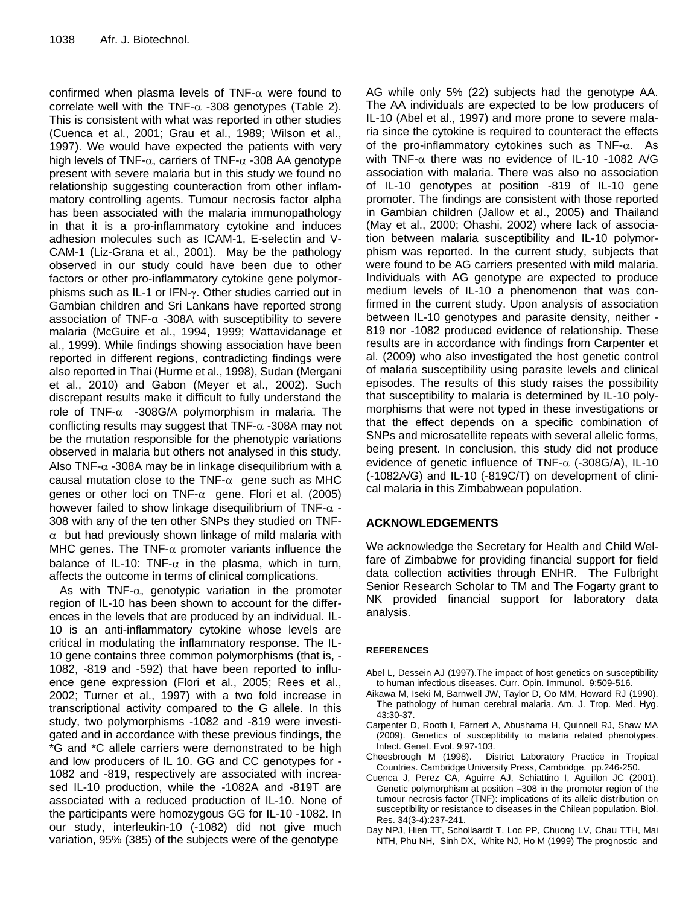confirmed when plasma levels of TNF-α were found to correlate well with the TNF-α -308 genotypes (Table 2). This is consistent with what was reported in other studies (Cuenca et al., 2001; Grau et al., 1989; Wilson et al., 1997). We would have expected the patients with very high levels of TNF-α, carriers of TNF-α -308 AA genotype present with severe malaria but in this study we found no relationship suggesting counteraction from other inflammatory controlling agents. Tumour necrosis factor alpha has been associated with the malaria immunopathology in that it is a pro-inflammatory cytokine and induces adhesion molecules such as ICAM-1, E-selectin and V-CAM-1 (Liz-Grana et al., 2001). May be the pathology observed in our study could have been due to other factors or other pro-inflammatory cytokine gene polymorphisms such as IL-1 or IFN-γ. Other studies carried out in Gambian children and Sri Lankans have reported strong association of TNF-α -308A with susceptibility to severe malaria (McGuire et al., 1994, 1999; Wattavidanage et al., 1999). While findings showing association have been reported in different regions, contradicting findings were also reported in Thai (Hurme et al., 1998), Sudan (Mergani et al., 2010) and Gabon (Meyer et al., 2002). Such discrepant results make it difficult to fully understand the role of TNF-α -308G/A polymorphism in malaria. The conflicting results may suggest that TNF-α -308A may not be the mutation responsible for the phenotypic variations observed in malaria but others not analysed in this study. Also TNF-α -308A may be in linkage disequilibrium with a causal mutation close to the TNF-α gene such as MHC genes or other loci on TNF-α gene. Flori et al. (2005) however failed to show linkage disequilibrium of TNF-α -308 with any of the ten other SNPs they studied on TNF-α but had previously shown linkage of mild malaria with MHC genes. The TNF-α promoter variants influence the balance of IL-10: TNF-α in the plasma, which in turn, affects the outcome in terms of clinical complications.

As with TNF-α, genotypic variation in the promoter region of IL-10 has been shown to account for the differences in the levels that are produced by an individual. IL-10 is an anti-inflammatory cytokine whose levels are critical in modulating the inflammatory response. The IL-10 gene contains three common polymorphisms (that is, -1082, -819 and -592) that have been reported to influence gene expression (Flori et al., 2005; Rees et al., 2002; Turner et al., 1997) with a two fold increase in transcriptional activity compared to the G allele. In this study, two polymorphisms -1082 and -819 were investigated and in accordance with these previous findings, the *G and *C allele carriers were demonstrated to be high and low producers of IL 10. GG and CC genotypes for -1082 and -819, respectively are associated with increased IL-10 production, while the -1082A and -819T are associated with a reduced production of IL-10. None of the participants were homozygous GG for IL-10 -1082. In our study, interleukin-10 (-1082) did not give much variation, 95% (385) of the subjects were of the genotype AG while only 5% (22) subjects had the genotype AA. The AA individuals are expected to be low producers of IL-10 (Abel et al., 1997) and more prone to severe malaria since the cytokine is required to counteract the effects of the pro-inflammatory cytokines such as TNF-α. As with TNF-α there was no evidence of IL-10 -1082 A/G association with malaria. There was also no association of IL-10 genotypes at position -819 of IL-10 gene promoter. The findings are consistent with those reported in Gambian children (Jallow et al., 2005) and Thailand (May et al., 2000; Ohashi, 2002) where lack of association between malaria susceptibility and IL-10 polymorphism was reported. In the current study, subjects that were found to be AG carriers presented with mild malaria. Individuals with AG genotype are expected to produce medium levels of IL-10 a phenomenon that was confirmed in the current study. Upon analysis of association between IL-10 genotypes and parasite density, neither -819 nor -1082 produced evidence of relationship. These results are in accordance with findings from Carpenter et al. (2009) who also investigated the host genetic control of malaria susceptibility using parasite levels and clinical episodes. The results of this study raises the possibility that susceptibility to malaria is determined by IL-10 polymorphisms that were not typed in these investigations or that the effect depends on a specific combination of SNPs and microsatellite repeats with several allelic forms, being present. In conclusion, this study did not produce evidence of genetic influence of TNF-α (-308G/A), IL-10 (-1082A/G) and IL-10 (-819C/T) on development of clinical malaria in this Zimbabwean population.

## ACKNOWLEDGEMENTS

We acknowledge the Secretary for Health and Child Welfare of Zimbabwe for providing financial support for field data collection activities through ENHR. The Fulbright Senior Research Scholar to TM and The Fogarty grant to NK provided financial support for laboratory data analysis.

## REFERENCES

Abel L, Dessein AJ (1997).The impact of host genetics on susceptibility to human infectious diseases. Curr. Opin. Immunol. 9:509-516.

Aikawa M, Iseki M, Barnwell JW, Taylor D, Oo MM, Howard RJ (1990). The pathology of human cerebral malaria. Am. J. Trop. Med. Hyg. 43:30-37.

Carpenter D, Rooth I, Färnert A, Abushama H, Quinnell RJ, Shaw MA (2009). Genetics of susceptibility to malaria related phenotypes. Infect. Genet. Evol. 9:97-103.

Cheesbrough M (1998). District Laboratory Practice in Tropical Countries. Cambridge University Press, Cambridge. pp.246-250.

Cuenca J, Perez CA, Aguirre AJ, Schiattino I, Aguillon JC (2001). Genetic polymorphism at position –308 in the promoter region of the tumour necrosis factor (TNF): implications of its allelic distribution on susceptibility or resistance to diseases in the Chilean population. Biol. Res. 34(3-4):237-241.

Day NPJ, Hien TT, Schollaardt T, Loc PP, Chuong LV, Chau TTH, Mai NTH, Phu NH, Sinh DX, White NJ, Ho M (1999) The prognostic and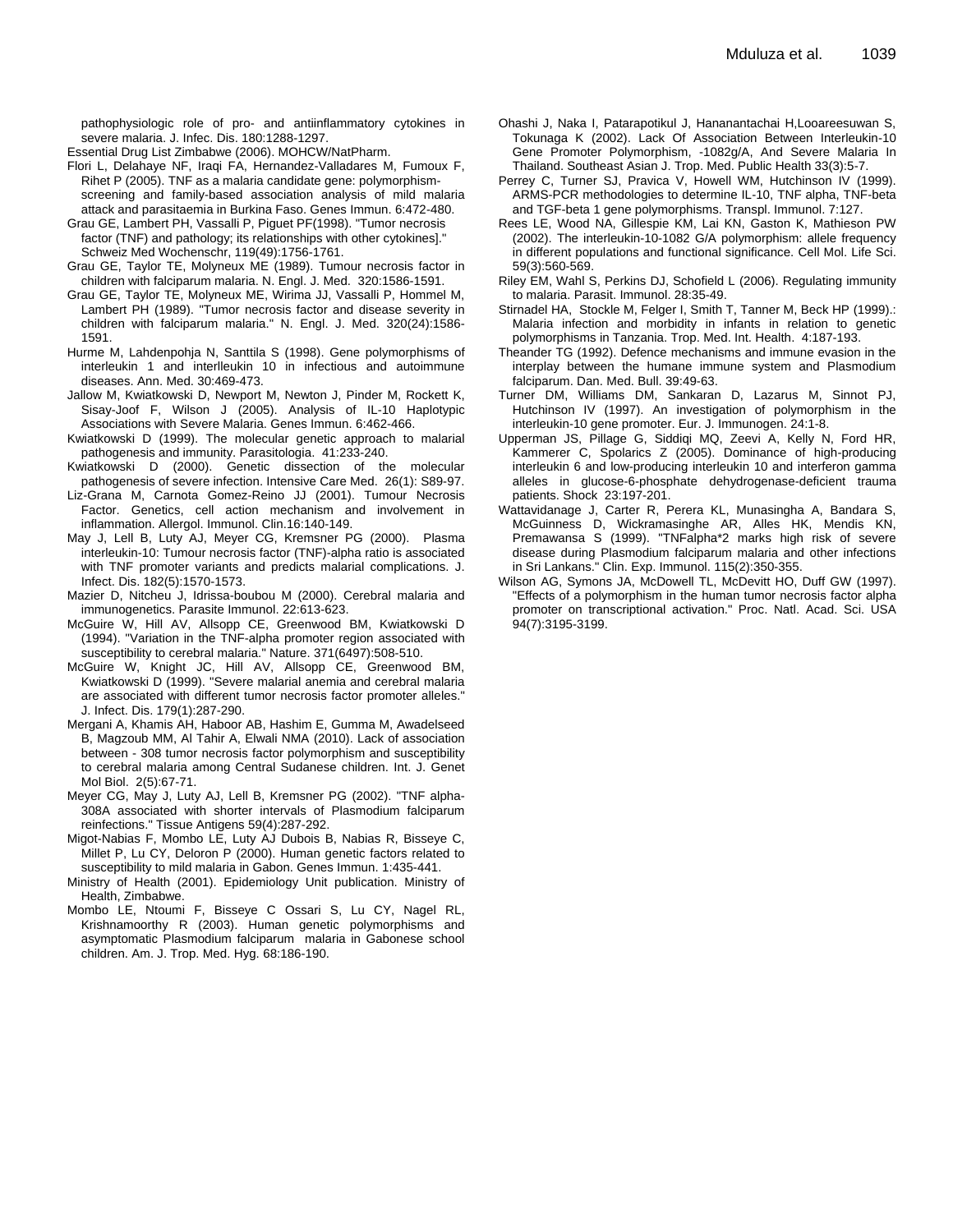pathophysiologic role of pro- and antiinflammatory cytokines in severe malaria. J. Infec. Dis. 180:1288-1297.

Essential Drug List Zimbabwe (2006). MOHCW/NatPharm.

Flori L, Delahaye NF, Iraqi FA, Hernandez-Valladares M, Fumoux F, Rihet P (2005). TNF as a malaria candidate gene: polymorphism-screening and family-based association analysis of mild malaria attack and parasitaemia in Burkina Faso. Genes Immun. 6:472-480.

Grau GE, Lambert PH, Vassalli P, Piguet PF(1998). "Tumor necrosis factor (TNF) and pathology; its relationships with other cytokines]." Schweiz Med Wochenschr, 119(49):1756-1761.

Grau GE, Taylor TE, Molyneux ME (1989). Tumour necrosis factor in children with falciparum malaria. N. Engl. J. Med. 320:1586-1591.

Grau GE, Taylor TE, Molyneux ME, Wirima JJ, Vassalli P, Hommel M, Lambert PH (1989). "Tumor necrosis factor and disease severity in children with falciparum malaria." N. Engl. J. Med. 320(24):1586-1591.

Hurme M, Lahdenpohja N, Santtila S (1998). Gene polymorphisms of interleukin 1 and interlleukin 10 in infectious and autoimmune diseases. Ann. Med. 30:469-473.

Jallow M, Kwiatkowski D, Newport M, Newton J, Pinder M, Rockett K, Sisay-Joof F, Wilson J (2005). Analysis of IL-10 Haplotypic Associations with Severe Malaria. Genes Immun. 6:462-466.

Kwiatkowski D (1999). The molecular genetic approach to malarial pathogenesis and immunity. Parasitologia. 41:233-240.

Kwiatkowski D (2000). Genetic dissection of the molecular pathogenesis of severe infection. Intensive Care Med. 26(1): S89-97.

Liz-Grana M, Carnota Gomez-Reino JJ (2001). Tumour Necrosis Factor. Genetics, cell action mechanism and involvement in inflammation. Allergol. Immunol. Clin.16:140-149.

May J, Lell B, Luty AJ, Meyer CG, Kremsner PG (2000). Plasma interleukin-10: Tumour necrosis factor (TNF)-alpha ratio is associated with TNF promoter variants and predicts malarial complications. J. Infect. Dis. 182(5):1570-1573.

Mazier D, Nitcheu J, Idrissa-boubou M (2000). Cerebral malaria and immunogenetics. Parasite Immunol. 22:613-623.

McGuire W, Hill AV, Allsopp CE, Greenwood BM, Kwiatkowski D (1994). "Variation in the TNF-alpha promoter region associated with susceptibility to cerebral malaria." Nature. 371(6497):508-510.

McGuire W, Knight JC, Hill AV, Allsopp CE, Greenwood BM, Kwiatkowski D (1999). "Severe malarial anemia and cerebral malaria are associated with different tumor necrosis factor promoter alleles." J. Infect. Dis. 179(1):287-290.

Mergani A, Khamis AH, Haboor AB, Hashim E, Gumma M, Awadelseed B, Magzoub MM, Al Tahir A, Elwali NMA (2010). Lack of association between - 308 tumor necrosis factor polymorphism and susceptibility to cerebral malaria among Central Sudanese children. Int. J. Genet Mol Biol. 2(5):67-71.

Meyer CG, May J, Luty AJ, Lell B, Kremsner PG (2002). "TNF alpha-308A associated with shorter intervals of Plasmodium falciparum reinfections." Tissue Antigens 59(4):287-292.

Migot-Nabias F, Mombo LE, Luty AJ Dubois B, Nabias R, Bisseye C, Millet P, Lu CY, Deloron P (2000). Human genetic factors related to susceptibility to mild malaria in Gabon. Genes Immun. 1:435-441.

Ministry of Health (2001). Epidemiology Unit publication. Ministry of Health, Zimbabwe.

Mombo LE, Ntoumi F, Bisseye C Ossari S, Lu CY, Nagel RL, Krishnamoorthy R (2003). Human genetic polymorphisms and asymptomatic Plasmodium falciparum malaria in Gabonese school children. Am. J. Trop. Med. Hyg. 68:186-190.

Ohashi J, Naka I, Patarapotikul J, Hananantachai H,Looareesuwan S, Tokunaga K (2002). Lack Of Association Between Interleukin-10 Gene Promoter Polymorphism, -1082g/A, And Severe Malaria In Thailand. Southeast Asian J. Trop. Med. Public Health 33(3):5-7.

Perrey C, Turner SJ, Pravica V, Howell WM, Hutchinson IV (1999). ARMS-PCR methodologies to determine IL-10, TNF alpha, TNF-beta and TGF-beta 1 gene polymorphisms. Transpl. Immunol. 7:127.

Rees LE, Wood NA, Gillespie KM, Lai KN, Gaston K, Mathieson PW (2002). The interleukin-10-1082 G/A polymorphism: allele frequency in different populations and functional significance. Cell Mol. Life Sci. 59(3):560-569.

Riley EM, Wahl S, Perkins DJ, Schofield L (2006). Regulating immunity to malaria. Parasit. Immunol. 28:35-49.

Stirnadel HA, Stockle M, Felger I, Smith T, Tanner M, Beck HP (1999).: Malaria infection and morbidity in infants in relation to genetic polymorphisms in Tanzania. Trop. Med. Int. Health. 4:187-193.

Theander TG (1992). Defence mechanisms and immune evasion in the interplay between the humane immune system and Plasmodium falciparum. Dan. Med. Bull. 39:49-63.

Turner DM, Williams DM, Sankaran D, Lazarus M, Sinnot PJ, Hutchinson IV (1997). An investigation of polymorphism in the interleukin-10 gene promoter. Eur. J. Immunogen. 24:1-8.

Upperman JS, Pillage G, Siddiqi MQ, Zeevi A, Kelly N, Ford HR, Kammerer C, Spolarics Z (2005). Dominance of high-producing interleukin 6 and low-producing interleukin 10 and interferon gamma alleles in glucose-6-phosphate dehydrogenase-deficient trauma patients. Shock 23:197-201.

Wattavidanage J, Carter R, Perera KL, Munasingha A, Bandara S, McGuinness D, Wickramasinghe AR, Alles HK, Mendis KN, Premawansa S (1999). "TNFalpha*2 marks high risk of severe disease during Plasmodium falciparum malaria and other infections in Sri Lankans." Clin. Exp. Immunol. 115(2):350-355.

Wilson AG, Symons JA, McDowell TL, McDevitt HO, Duff GW (1997). "Effects of a polymorphism in the human tumor necrosis factor alpha promoter on transcriptional activation." Proc. Natl. Acad. Sci. USA 94(7):3195-3199.